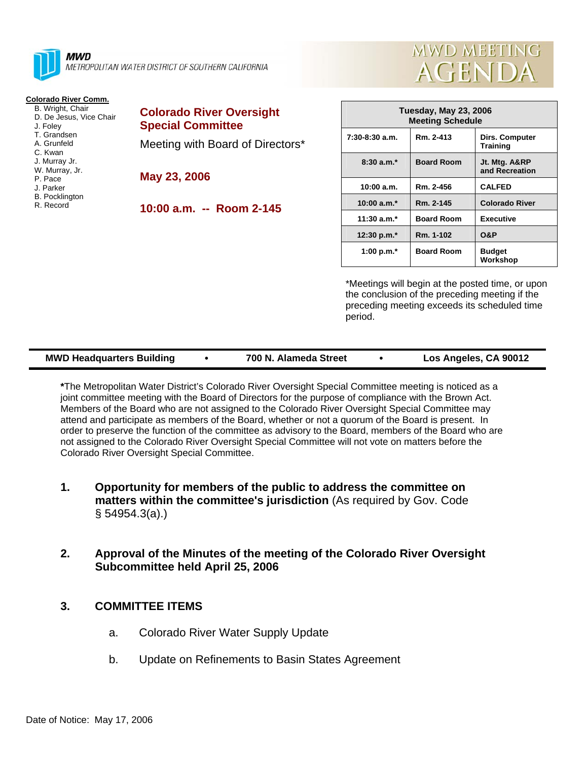**MWD**
METROPOLITAN WATER DISTRICT OF SOUTHERN CALIFORNIA

# MWD MEETING AGENDA

**Colorado River Comm.**
- B. Wright, Chair
- D. De Jesus, Vice Chair
- J. Foley
- T. Grandsen
- A. Grunfeld
- C. Kwan
- J. Murray Jr.
- W. Murray, Jr.
- P. Pace
- J. Parker
- B. Pocklington
- R. Record

## Colorado River Oversight Special Committee

Meeting with Board of Directors*

**May 23, 2006**

**10:00 a.m. -- Room 2-145**

| Tuesday, May 23, 2006 Meeting Schedule | | |
|---|---|---|
| 7:30-8:30 a.m. | Rm. 2-413 | Dirs. Computer Training |
| 8:30 a.m.* | Board Room | Jt. Mtg. A&RP and Recreation |
| 10:00 a.m. | Rm. 2-456 | CALFED |
| 10:00 a.m.* | Rm. 2-145 | Colorado River |
| 11:30 a.m.* | Board Room | Executive |
| 12:30 p.m.* | Rm. 1-102 | O&P |
| 1:00 p.m.* | Board Room | Budget Workshop |

*Meetings will begin at the posted time, or upon the conclusion of the preceding meeting if the preceding meeting exceeds its scheduled time period.

**MWD Headquarters Building • 700 N. Alameda Street • Los Angeles, CA 90012**

***** The Metropolitan Water District's Colorado River Oversight Special Committee meeting is noticed as a joint committee meeting with the Board of Directors for the purpose of compliance with the Brown Act. Members of the Board who are not assigned to the Colorado River Oversight Special Committee may attend and participate as members of the Board, whether or not a quorum of the Board is present. In order to preserve the function of the committee as advisory to the Board, members of the Board who are not assigned to the Colorado River Oversight Special Committee will not vote on matters before the Colorado River Oversight Special Committee.

1. **Opportunity for members of the public to address the committee on matters within the committee's jurisdiction** (As required by Gov. Code § 54954.3(a).)

2. **Approval of the Minutes of the meeting of the Colorado River Oversight Subcommittee held April 25, 2006**

3. **COMMITTEE ITEMS**

   a. Colorado River Water Supply Update

   b. Update on Refinements to Basin States Agreement

Date of Notice: May 17, 2006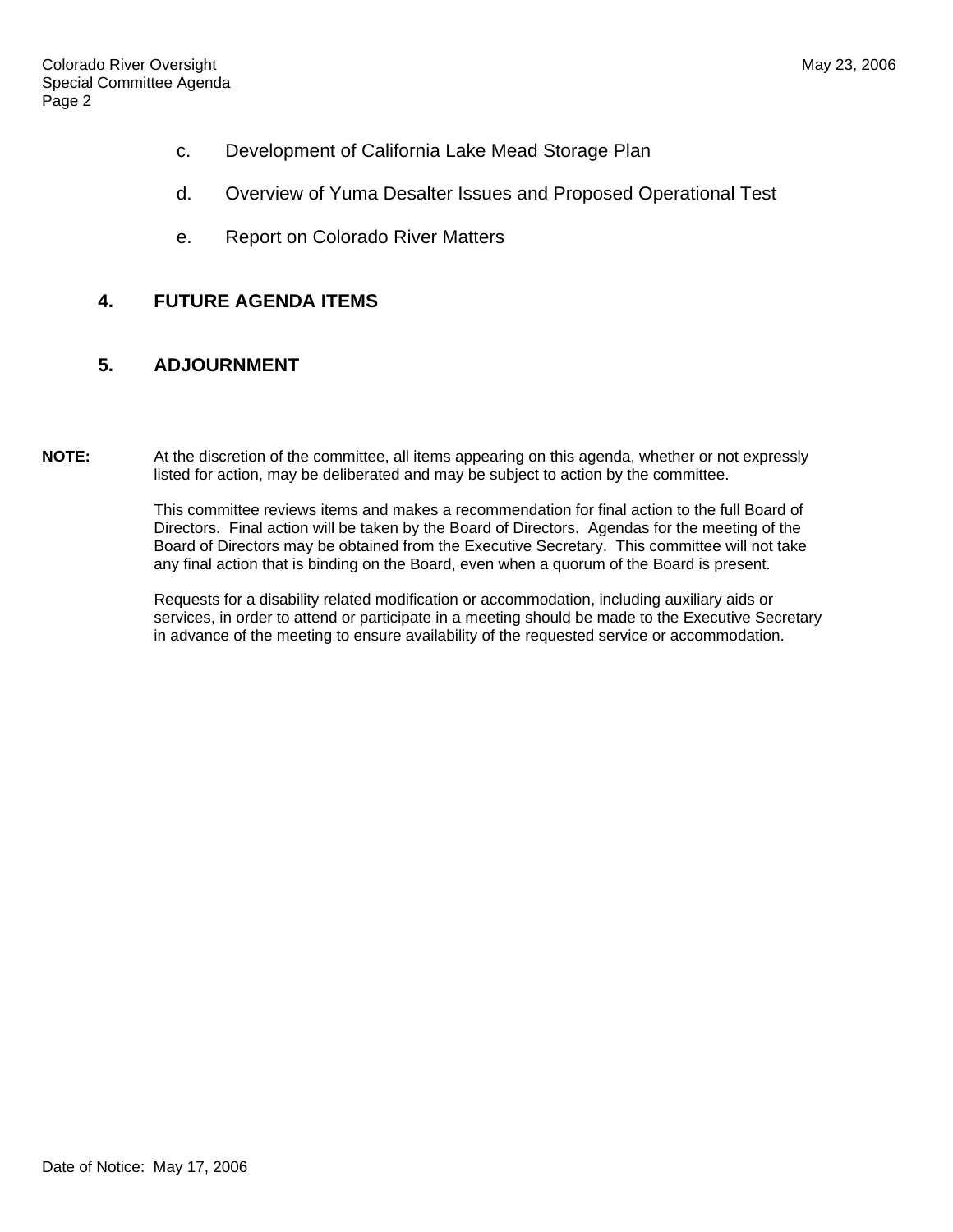c. Development of California Lake Mead Storage Plan

d. Overview of Yuma Desalter Issues and Proposed Operational Test

e. Report on Colorado River Matters

**4. FUTURE AGENDA ITEMS**

**5. ADJOURNMENT**

**NOTE:** At the discretion of the committee, all items appearing on this agenda, whether or not expressly listed for action, may be deliberated and may be subject to action by the committee.

This committee reviews items and makes a recommendation for final action to the full Board of Directors. Final action will be taken by the Board of Directors. Agendas for the meeting of the Board of Directors may be obtained from the Executive Secretary. This committee will not take any final action that is binding on the Board, even when a quorum of the Board is present.

Requests for a disability related modification or accommodation, including auxiliary aids or services, in order to attend or participate in a meeting should be made to the Executive Secretary in advance of the meeting to ensure availability of the requested service or accommodation.

Date of Notice: May 17, 2006